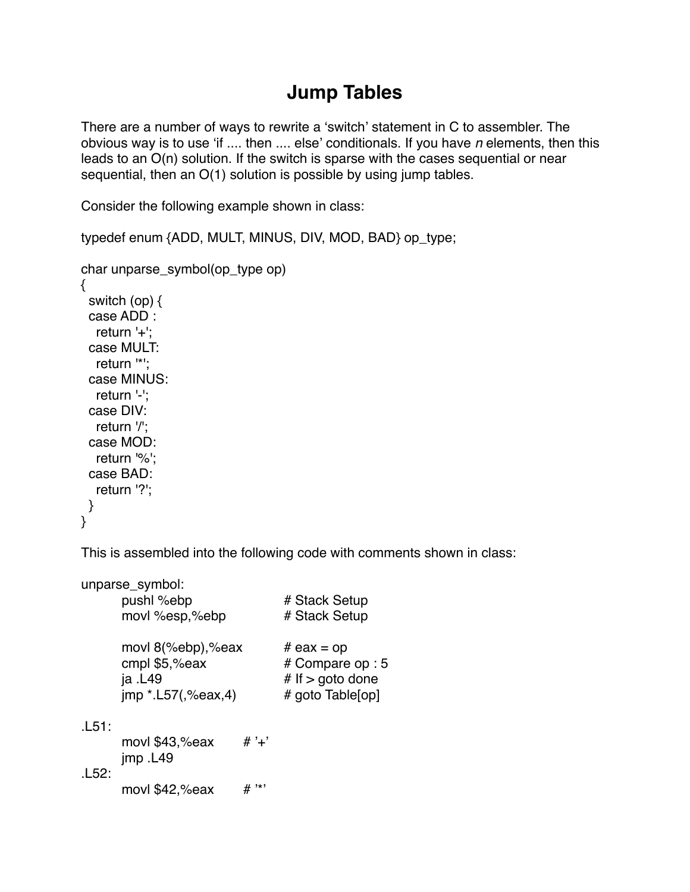# Jump Tables

There are a number of ways to rewrite a 'switch' statement in C to assembler. The obvious way is to use 'if .... then .... else' conditionals. If you have *n* elements, then this leads to an O(n) solution. If the switch is sparse with the cases sequential or near sequential, then an O(1) solution is possible by using jump tables.

Consider the following example shown in class:

```
typedef enum {ADD, MULT, MINUS, DIV, MOD, BAD} op_type;

char unparse_symbol(op_type op)
{
  switch (op) {
  case ADD :
    return '+';
  case MULT:
    return '*';
  case MINUS:
    return '-';
  case DIV:
    return '/';
  case MOD:
    return '%';
  case BAD:
    return '?';
  }
}
```

This is assembled into the following code with comments shown in class:

```
unparse_symbol:
        pushl %ebp              # Stack Setup
        movl %esp,%ebp          # Stack Setup

        movl 8(%ebp),%eax       # eax = op
        cmpl $5,%eax            # Compare op : 5
        ja .L49                 # If > goto done
        jmp *.L57(,%eax,4)      # goto Table[op]

.L51:
        movl $43,%eax       # '+'
        jmp .L49
.L52:
        movl $42,%eax       # '*'
```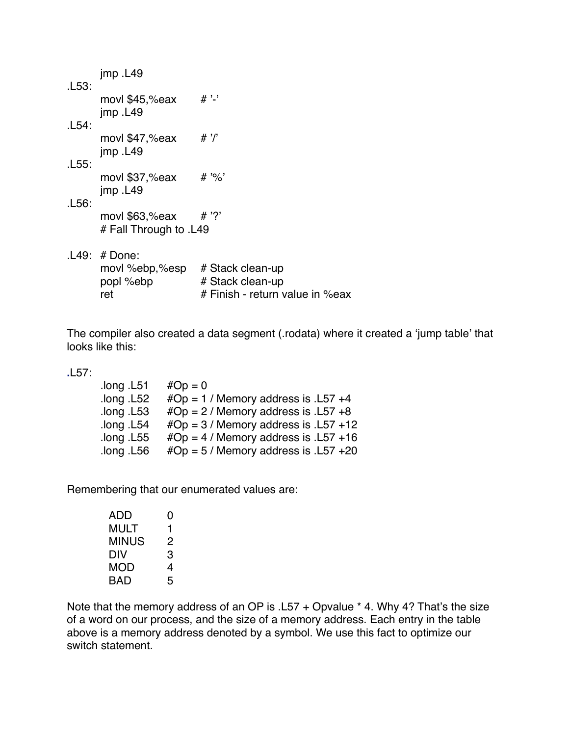```
        jmp .L49
.L53:
        movl $45,%eax       # '-'
        jmp .L49
.L54:
        movl $47,%eax       # '/'
        jmp .L49
.L55:
        movl $37,%eax       # '%'
        jmp .L49
.L56:
        movl $63,%eax       # '?'
        # Fall Through to .L49

.L49:   # Done:
        movl %ebp,%esp      # Stack clean-up
        popl %ebp           # Stack clean-up
        ret                 # Finish - return value in %eax
```

The compiler also created a data segment (.rodata) where it created a 'jump table' that looks like this:

```
.L57:
        .long .L51      #Op = 0
        .long .L52      #Op = 1 / Memory address is .L57 +4
        .long .L53      #Op = 2 / Memory address is .L57 +8
        .long .L54      #Op = 3 / Memory address is .L57 +12
        .long .L55      #Op = 4 / Memory address is .L57 +16
        .long .L56      #Op = 5 / Memory address is .L57 +20
```

Remembering that our enumerated values are:

| | |
|---|---|
| ADD | 0 |
| MULT | 1 |
| MINUS | 2 |
| DIV | 3 |
| MOD | 4 |
| BAD | 5 |

Note that the memory address of an OP is .L57 + Opvalue * 4. Why 4? That's the size of a word on our process, and the size of a memory address. Each entry in the table above is a memory address denoted by a symbol. We use this fact to optimize our switch statement.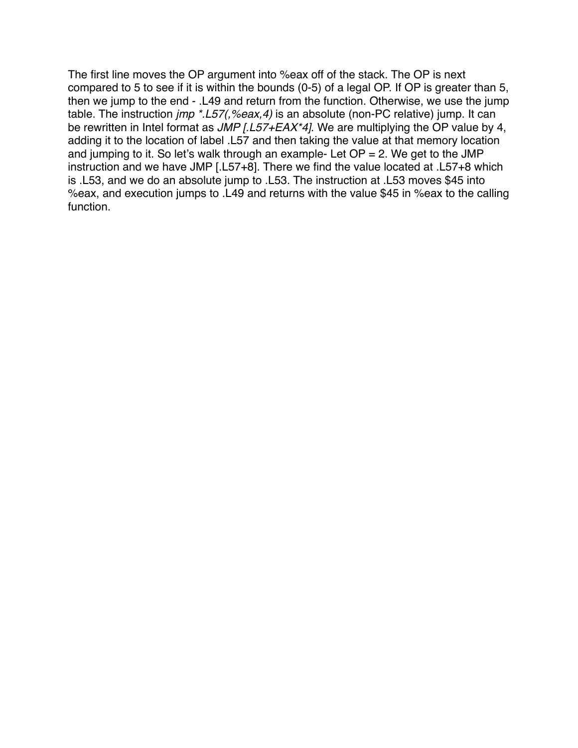The first line moves the OP argument into %eax off of the stack. The OP is next compared to 5 to see if it is within the bounds (0-5) of a legal OP. If OP is greater than 5, then we jump to the end - .L49 and return from the function. Otherwise, we use the jump table. The instruction *jmp *.L57(,%eax,4)* is an absolute (non-PC relative) jump. It can be rewritten in Intel format as *JMP [.L57+EAX*4]*. We are multiplying the OP value by 4, adding it to the location of label .L57 and then taking the value at that memory location and jumping to it. So let's walk through an example- Let OP = 2. We get to the JMP instruction and we have JMP [.L57+8]. There we find the value located at .L57+8 which is .L53, and we do an absolute jump to .L53. The instruction at .L53 moves $45 into %eax, and execution jumps to .L49 and returns with the value $45 in %eax to the calling function.